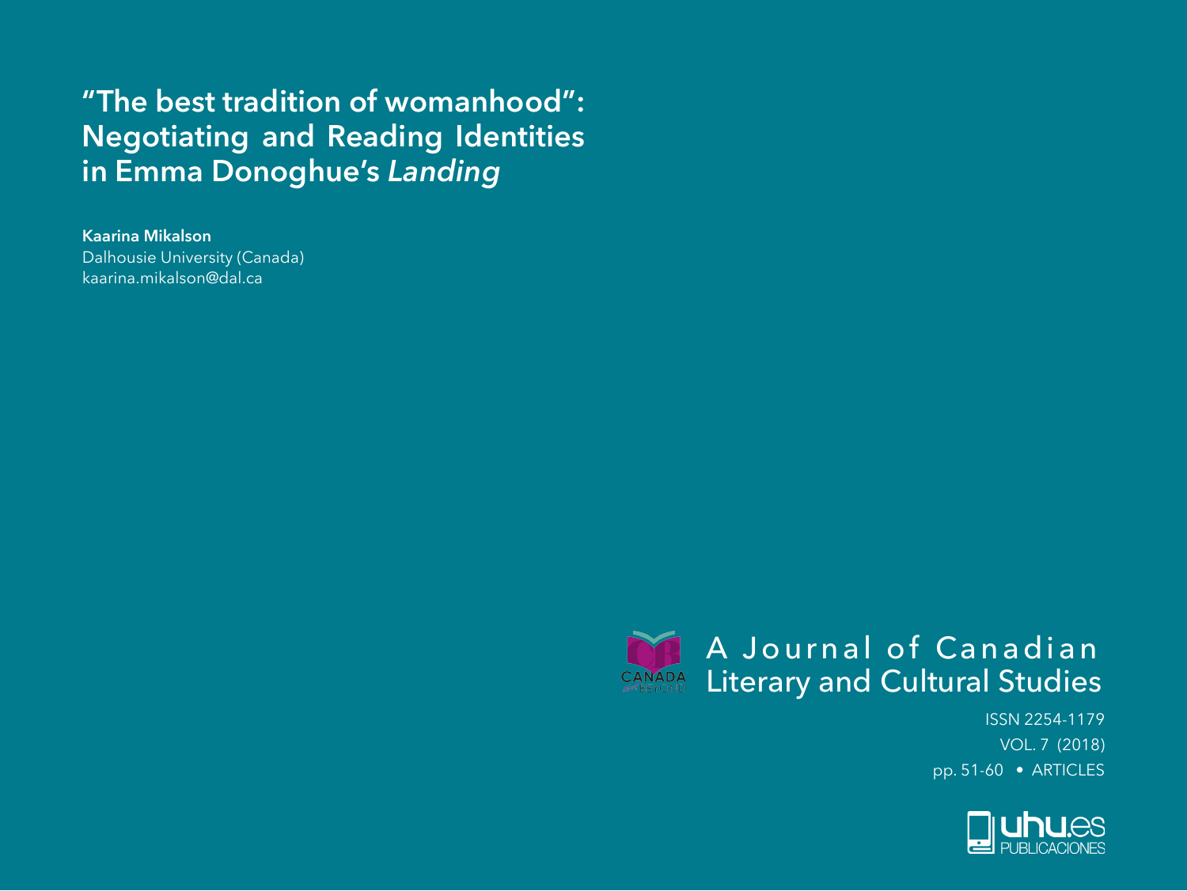# "The best tradition of womanhood": Negotiating and Reading Identities in Emma Donoghue's *Landing*

**Kaarina Mikalson**
Dalhousie University (Canada)
kaarina.mikalson@dal.ca

A Journal of Canadian Literary and Cultural Studies

ISSN 2254-1179
VOL. 7 (2018)
pp. 51-60 • ARTICLES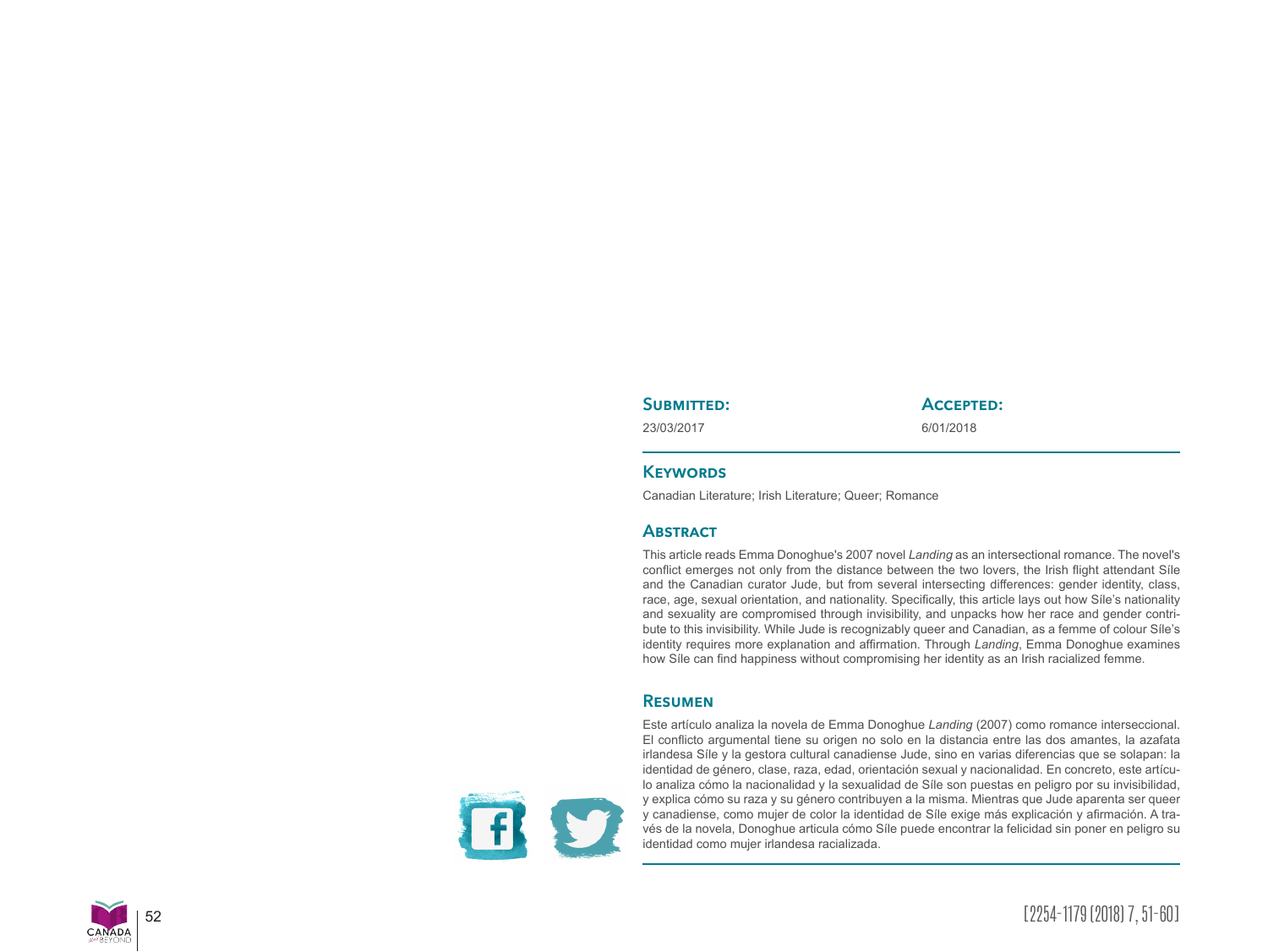**Submitted:**

23/03/2017

**Accepted:**

6/01/2018

## Keywords

Canadian Literature; Irish Literature; Queer; Romance

## Abstract

This article reads Emma Donoghue's 2007 novel *Landing* as an intersectional romance. The novel's conflict emerges not only from the distance between the two lovers, the Irish flight attendant Síle and the Canadian curator Jude, but from several intersecting differences: gender identity, class, race, age, sexual orientation, and nationality. Specifically, this article lays out how Síle's nationality and sexuality are compromised through invisibility, and unpacks how her race and gender contribute to this invisibility. While Jude is recognizably queer and Canadian, as a femme of colour Síle's identity requires more explanation and affirmation. Through *Landing*, Emma Donoghue examines how Síle can find happiness without compromising her identity as an Irish racialized femme.

## Resumen

Este artículo analiza la novela de Emma Donoghue *Landing* (2007) como romance interseccional. El conflicto argumental tiene su origen no solo en la distancia entre las dos amantes, la azafata irlandesa Síle y la gestora cultural canadiense Jude, sino en varias diferencias que se solapan: la identidad de género, clase, raza, edad, orientación sexual y nacionalidad. En concreto, este artículo analiza cómo la nacionalidad y la sexualidad de Síle son puestas en peligro por su invisibilidad, y explica cómo su raza y su género contribuyen a la misma. Mientras que Jude aparenta ser queer y canadiense, como mujer de color la identidad de Síle exige más explicación y afirmación. A través de la novela, Donoghue articula cómo Síle puede encontrar la felicidad sin poner en peligro su identidad como mujer irlandesa racializada.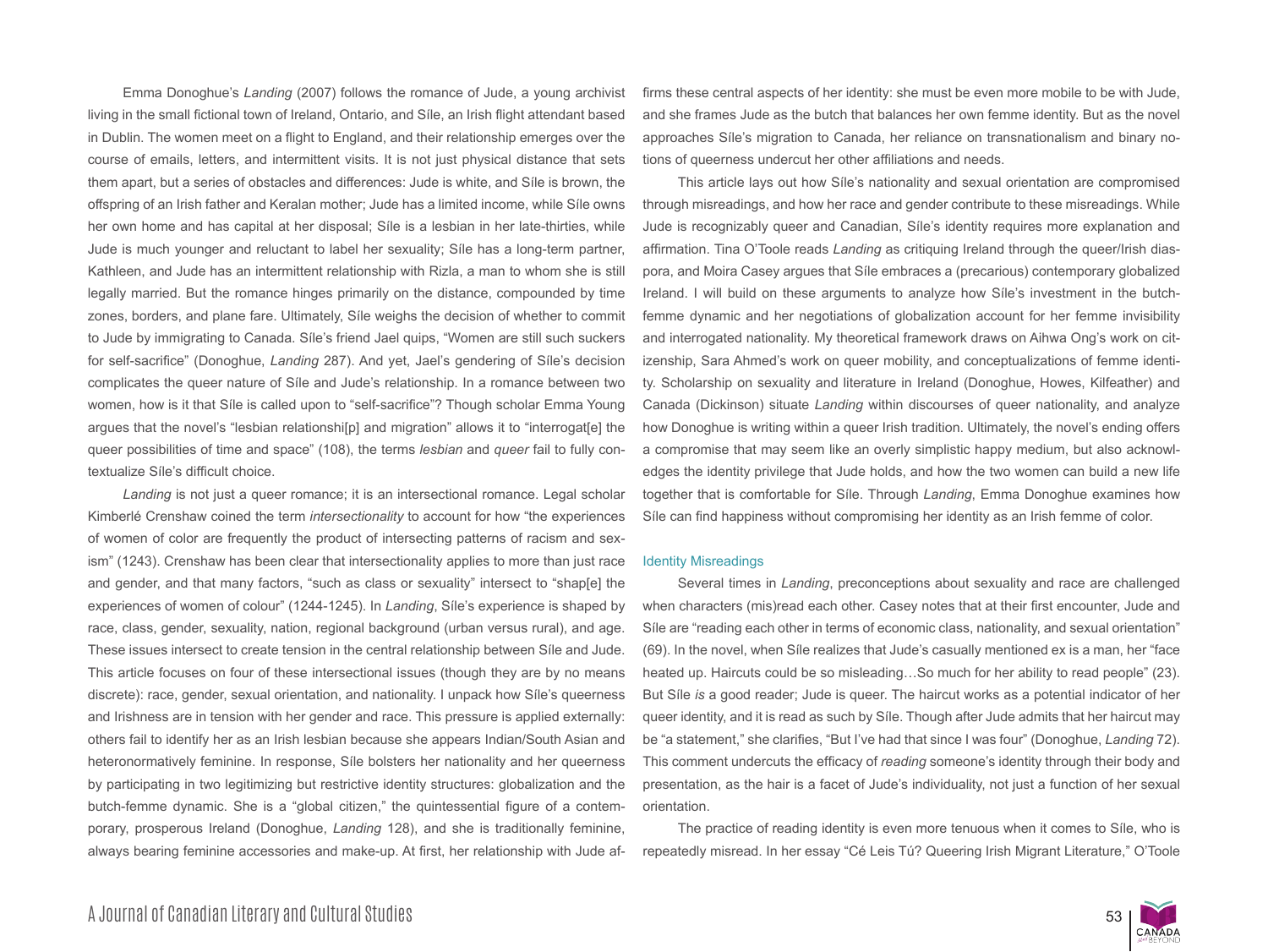Emma Donoghue's *Landing* (2007) follows the romance of Jude, a young archivist living in the small fictional town of Ireland, Ontario, and Síle, an Irish flight attendant based in Dublin. The women meet on a flight to England, and their relationship emerges over the course of emails, letters, and intermittent visits. It is not just physical distance that sets them apart, but a series of obstacles and differences: Jude is white, and Síle is brown, the offspring of an Irish father and Keralan mother; Jude has a limited income, while Síle owns her own home and has capital at her disposal; Síle is a lesbian in her late-thirties, while Jude is much younger and reluctant to label her sexuality; Síle has a long-term partner, Kathleen, and Jude has an intermittent relationship with Rizla, a man to whom she is still legally married. But the romance hinges primarily on the distance, compounded by time zones, borders, and plane fare. Ultimately, Síle weighs the decision of whether to commit to Jude by immigrating to Canada. Síle's friend Jael quips, "Women are still such suckers for self-sacrifice" (Donoghue, *Landing* 287). And yet, Jael's gendering of Síle's decision complicates the queer nature of Síle and Jude's relationship. In a romance between two women, how is it that Síle is called upon to "self-sacrifice"? Though scholar Emma Young argues that the novel's "lesbian relationshi[p] and migration" allows it to "interrogat[e] the queer possibilities of time and space" (108), the terms *lesbian* and *queer* fail to fully contextualize Síle's difficult choice.

*Landing* is not just a queer romance; it is an intersectional romance. Legal scholar Kimberlé Crenshaw coined the term *intersectionality* to account for how "the experiences of women of color are frequently the product of intersecting patterns of racism and sexism" (1243). Crenshaw has been clear that intersectionality applies to more than just race and gender, and that many factors, "such as class or sexuality" intersect to "shap[e] the experiences of women of colour" (1244-1245). In *Landing*, Síle's experience is shaped by race, class, gender, sexuality, nation, regional background (urban versus rural), and age. These issues intersect to create tension in the central relationship between Síle and Jude. This article focuses on four of these intersectional issues (though they are by no means discrete): race, gender, sexual orientation, and nationality. I unpack how Síle's queerness and Irishness are in tension with her gender and race. This pressure is applied externally: others fail to identify her as an Irish lesbian because she appears Indian/South Asian and heteronormatively feminine. In response, Síle bolsters her nationality and her queerness by participating in two legitimizing but restrictive identity structures: globalization and the butch-femme dynamic. She is a "global citizen," the quintessential figure of a contemporary, prosperous Ireland (Donoghue, *Landing* 128), and she is traditionally feminine, always bearing feminine accessories and make-up. At first, her relationship with Jude affirms these central aspects of her identity: she must be even more mobile to be with Jude, and she frames Jude as the butch that balances her own femme identity. But as the novel approaches Síle's migration to Canada, her reliance on transnationalism and binary notions of queerness undercut her other affiliations and needs.

This article lays out how Síle's nationality and sexual orientation are compromised through misreadings, and how her race and gender contribute to these misreadings. While Jude is recognizably queer and Canadian, Síle's identity requires more explanation and affirmation. Tina O'Toole reads *Landing* as critiquing Ireland through the queer/Irish diaspora, and Moira Casey argues that Síle embraces a (precarious) contemporary globalized Ireland. I will build on these arguments to analyze how Síle's investment in the butch-femme dynamic and her negotiations of globalization account for her femme invisibility and interrogated nationality. My theoretical framework draws on Aihwa Ong's work on citizenship, Sara Ahmed's work on queer mobility, and conceptualizations of femme identity. Scholarship on sexuality and literature in Ireland (Donoghue, Howes, Kilfeather) and Canada (Dickinson) situate *Landing* within discourses of queer nationality, and analyze how Donoghue is writing within a queer Irish tradition. Ultimately, the novel's ending offers a compromise that may seem like an overly simplistic happy medium, but also acknowledges the identity privilege that Jude holds, and how the two women can build a new life together that is comfortable for Síle. Through *Landing*, Emma Donoghue examines how Síle can find happiness without compromising her identity as an Irish femme of color.

## Identity Misreadings

Several times in *Landing*, preconceptions about sexuality and race are challenged when characters (mis)read each other. Casey notes that at their first encounter, Jude and Síle are "reading each other in terms of economic class, nationality, and sexual orientation" (69). In the novel, when Síle realizes that Jude's casually mentioned ex is a man, her "face heated up. Haircuts could be so misleading…So much for her ability to read people" (23). But Síle *is* a good reader; Jude is queer. The haircut works as a potential indicator of her queer identity, and it is read as such by Síle. Though after Jude admits that her haircut may be "a statement," she clarifies, "But I've had that since I was four" (Donoghue, *Landing* 72). This comment undercuts the efficacy of *reading* someone's identity through their body and presentation, as the hair is a facet of Jude's individuality, not just a function of her sexual orientation.

The practice of reading identity is even more tenuous when it comes to Síle, who is repeatedly misread. In her essay "Cé Leis Tú? Queering Irish Migrant Literature," O'Toole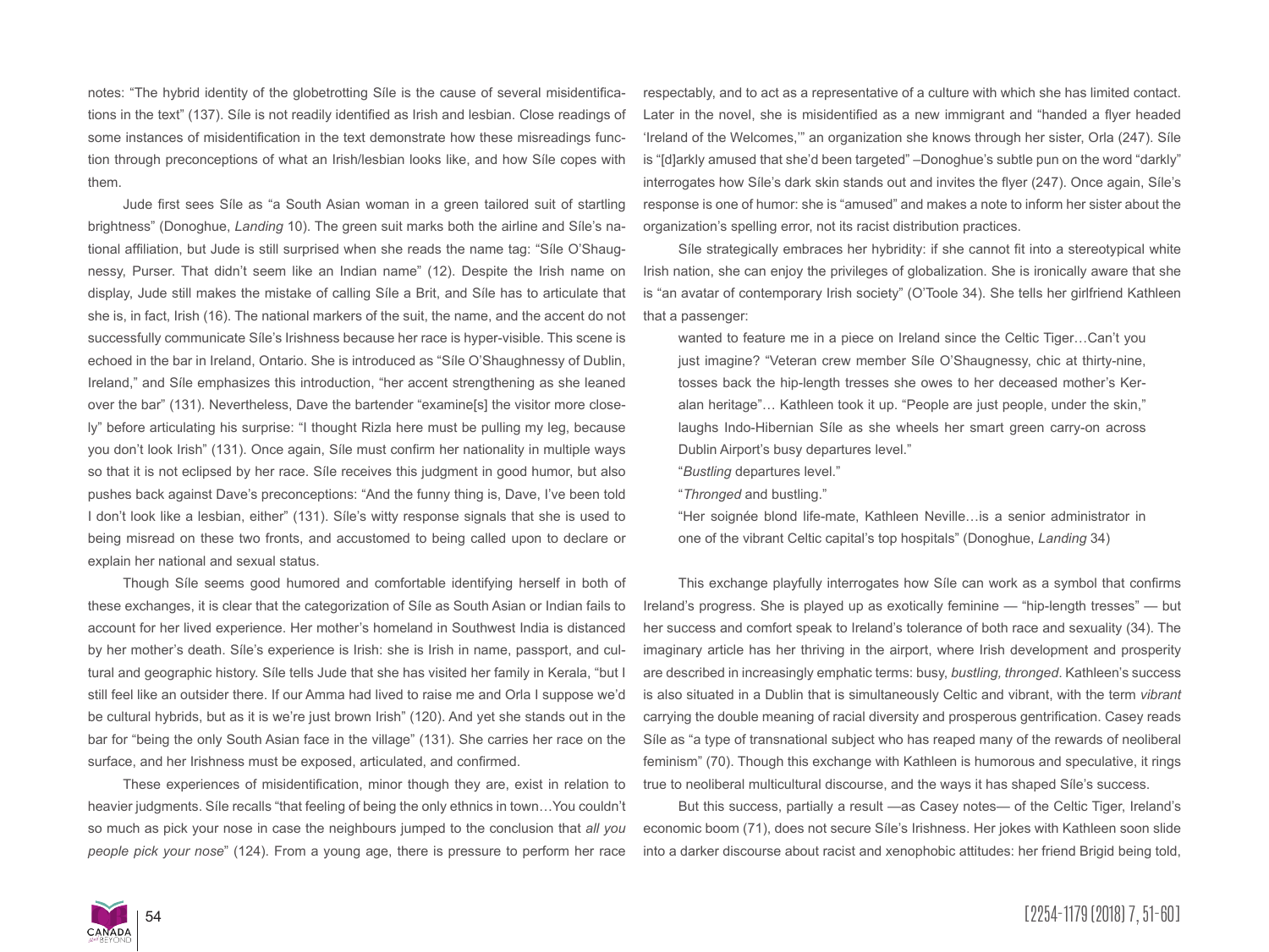notes: "The hybrid identity of the globetrotting Síle is the cause of several misidentifications in the text" (137). Síle is not readily identified as Irish and lesbian. Close readings of some instances of misidentification in the text demonstrate how these misreadings function through preconceptions of what an Irish/lesbian looks like, and how Síle copes with them.

Jude first sees Síle as "a South Asian woman in a green tailored suit of startling brightness" (Donoghue, *Landing* 10). The green suit marks both the airline and Síle's national affiliation, but Jude is still surprised when she reads the name tag: "Síle O'Shaugnessy, Purser. That didn't seem like an Indian name" (12). Despite the Irish name on display, Jude still makes the mistake of calling Síle a Brit, and Síle has to articulate that she is, in fact, Irish (16). The national markers of the suit, the name, and the accent do not successfully communicate Síle's Irishness because her race is hyper-visible. This scene is echoed in the bar in Ireland, Ontario. She is introduced as "Síle O'Shaughnessy of Dublin, Ireland," and Síle emphasizes this introduction, "her accent strengthening as she leaned over the bar" (131). Nevertheless, Dave the bartender "examine[s] the visitor more closely" before articulating his surprise: "I thought Rizla here must be pulling my leg, because you don't look Irish" (131). Once again, Síle must confirm her nationality in multiple ways so that it is not eclipsed by her race. Síle receives this judgment in good humor, but also pushes back against Dave's preconceptions: "And the funny thing is, Dave, I've been told I don't look like a lesbian, either" (131). Síle's witty response signals that she is used to being misread on these two fronts, and accustomed to being called upon to declare or explain her national and sexual status.

Though Síle seems good humored and comfortable identifying herself in both of these exchanges, it is clear that the categorization of Síle as South Asian or Indian fails to account for her lived experience. Her mother's homeland in Southwest India is distanced by her mother's death. Síle's experience is Irish: she is Irish in name, passport, and cultural and geographic history. Síle tells Jude that she has visited her family in Kerala, "but I still feel like an outsider there. If our Amma had lived to raise me and Orla I suppose we'd be cultural hybrids, but as it is we're just brown Irish" (120). And yet she stands out in the bar for "being the only South Asian face in the village" (131). She carries her race on the surface, and her Irishness must be exposed, articulated, and confirmed.

These experiences of misidentification, minor though they are, exist in relation to heavier judgments. Síle recalls "that feeling of being the only ethnics in town…You couldn't so much as pick your nose in case the neighbours jumped to the conclusion that *all you people pick your nose*" (124). From a young age, there is pressure to perform her race respectably, and to act as a representative of a culture with which she has limited contact. Later in the novel, she is misidentified as a new immigrant and "handed a flyer headed 'Ireland of the Welcomes,'" an organization she knows through her sister, Orla (247). Síle is "[d]arkly amused that she'd been targeted" –Donoghue's subtle pun on the word "darkly" interrogates how Síle's dark skin stands out and invites the flyer (247). Once again, Síle's response is one of humor: she is "amused" and makes a note to inform her sister about the organization's spelling error, not its racist distribution practices.

Síle strategically embraces her hybridity: if she cannot fit into a stereotypical white Irish nation, she can enjoy the privileges of globalization. She is ironically aware that she is "an avatar of contemporary Irish society" (O'Toole 34). She tells her girlfriend Kathleen that a passenger:

> wanted to feature me in a piece on Ireland since the Celtic Tiger…Can't you just imagine? "Veteran crew member Síle O'Shaughnessy, chic at thirty-nine, tosses back the hip-length tresses she owes to her deceased mother's Keralan heritage"… Kathleen took it up. "People are just people, under the skin," laughs Indo-Hibernian Síle as she wheels her smart green carry-on across Dublin Airport's busy departures level."
>
> "*Bustling* departures level."
>
> "*Thronged* and bustling."
>
> "Her soignée blond life-mate, Kathleen Neville…is a senior administrator in one of the vibrant Celtic capital's top hospitals" (Donoghue, *Landing* 34)

This exchange playfully interrogates how Síle can work as a symbol that confirms Ireland's progress. She is played up as exotically feminine — "hip-length tresses" — but her success and comfort speak to Ireland's tolerance of both race and sexuality (34). The imaginary article has her thriving in the airport, where Irish development and prosperity are described in increasingly emphatic terms: busy, *bustling, thronged*. Kathleen's success is also situated in a Dublin that is simultaneously Celtic and vibrant, with the term *vibrant* carrying the double meaning of racial diversity and prosperous gentrification. Casey reads Síle as "a type of transnational subject who has reaped many of the rewards of neoliberal feminism" (70). Though this exchange with Kathleen is humorous and speculative, it rings true to neoliberal multicultural discourse, and the ways it has shaped Síle's success.

But this success, partially a result —as Casey notes— of the Celtic Tiger, Ireland's economic boom (71), does not secure Síle's Irishness. Her jokes with Kathleen soon slide into a darker discourse about racist and xenophobic attitudes: her friend Brigid being told,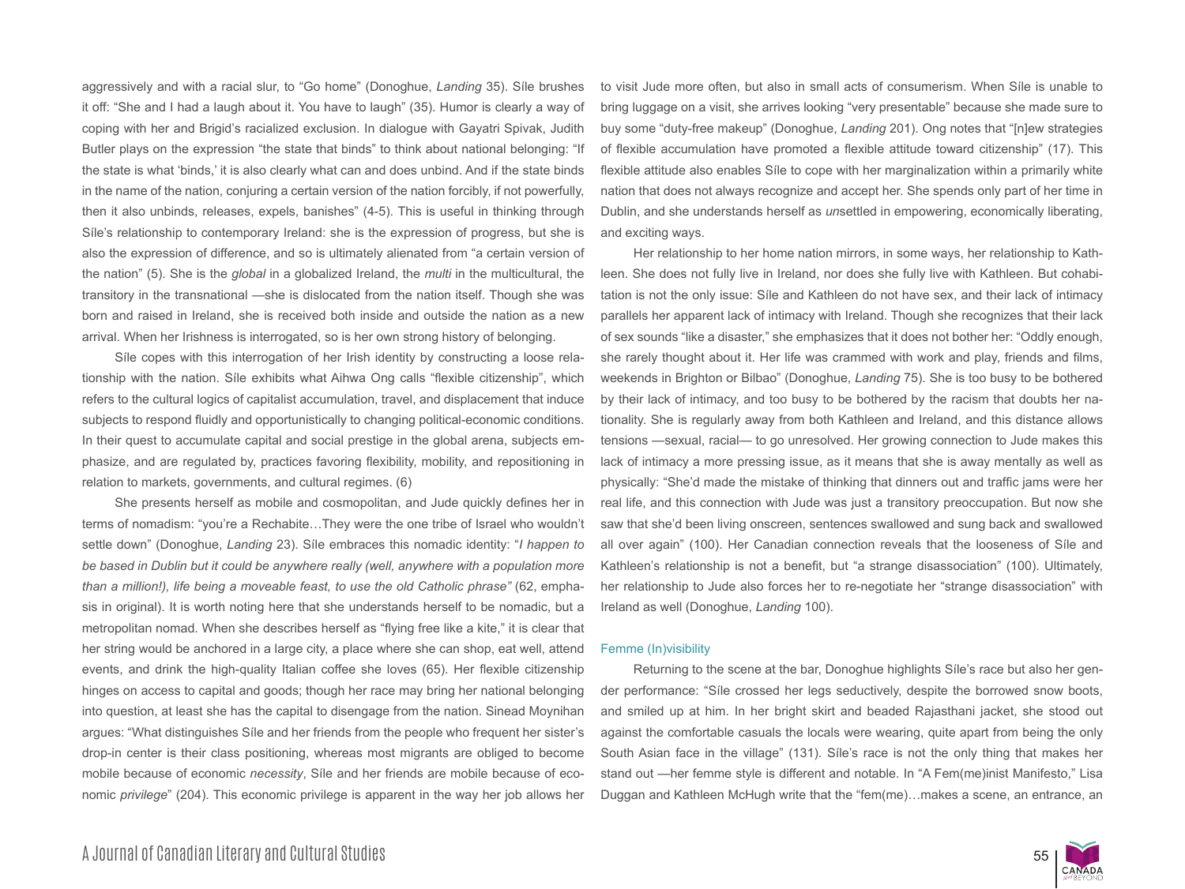aggressively and with a racial slur, to "Go home" (Donoghue, *Landing* 35). Síle brushes it off: "She and I had a laugh about it. You have to laugh" (35). Humor is clearly a way of coping with her and Brigid's racialized exclusion. In dialogue with Gayatri Spivak, Judith Butler plays on the expression "the state that binds" to think about national belonging: "If the state is what 'binds,' it is also clearly what can and does unbind. And if the state binds in the name of the nation, conjuring a certain version of the nation forcibly, if not powerfully, then it also unbinds, releases, expels, banishes" (4-5). This is useful in thinking through Síle's relationship to contemporary Ireland: she is the expression of progress, but she is also the expression of difference, and so is ultimately alienated from "a certain version of the nation" (5). She is the *global* in a globalized Ireland, the *multi* in the multicultural, the transitory in the transnational —she is dislocated from the nation itself. Though she was born and raised in Ireland, she is received both inside and outside the nation as a new arrival. When her Irishness is interrogated, so is her own strong history of belonging.

Síle copes with this interrogation of her Irish identity by constructing a loose relationship with the nation. Síle exhibits what Aihwa Ong calls "flexible citizenship", which refers to the cultural logics of capitalist accumulation, travel, and displacement that induce subjects to respond fluidly and opportunistically to changing political-economic conditions. In their quest to accumulate capital and social prestige in the global arena, subjects emphasize, and are regulated by, practices favoring flexibility, mobility, and repositioning in relation to markets, governments, and cultural regimes. (6)

She presents herself as mobile and cosmopolitan, and Jude quickly defines her in terms of nomadism: "you're a Rechabite…They were the one tribe of Israel who wouldn't settle down" (Donoghue, *Landing* 23). Síle embraces this nomadic identity: "*I happen to be based in Dublin but it could be anywhere really (well, anywhere with a population more than a million!), life being a moveable feast, to use the old Catholic phrase"* (62, emphasis in original). It is worth noting here that she understands herself to be nomadic, but a metropolitan nomad. When she describes herself as "flying free like a kite," it is clear that her string would be anchored in a large city, a place where she can shop, eat well, attend events, and drink the high-quality Italian coffee she loves (65). Her flexible citizenship hinges on access to capital and goods; though her race may bring her national belonging into question, at least she has the capital to disengage from the nation. Sinead Moynihan argues: "What distinguishes Síle and her friends from the people who frequent her sister's drop-in center is their class positioning, whereas most migrants are obliged to become mobile because of economic *necessity*, Síle and her friends are mobile because of economic *privilege*" (204). This economic privilege is apparent in the way her job allows her to visit Jude more often, but also in small acts of consumerism. When Síle is unable to bring luggage on a visit, she arrives looking "very presentable" because she made sure to buy some "duty-free makeup" (Donoghue, *Landing* 201). Ong notes that "[n]ew strategies of flexible accumulation have promoted a flexible attitude toward citizenship" (17). This flexible attitude also enables Síle to cope with her marginalization within a primarily white nation that does not always recognize and accept her. She spends only part of her time in Dublin, and she understands herself as *un*settled in empowering, economically liberating, and exciting ways.

Her relationship to her home nation mirrors, in some ways, her relationship to Kathleen. She does not fully live in Ireland, nor does she fully live with Kathleen. But cohabitation is not the only issue: Síle and Kathleen do not have sex, and their lack of intimacy parallels her apparent lack of intimacy with Ireland. Though she recognizes that their lack of sex sounds "like a disaster," she emphasizes that it does not bother her: "Oddly enough, she rarely thought about it. Her life was crammed with work and play, friends and films, weekends in Brighton or Bilbao" (Donoghue, *Landing* 75). She is too busy to be bothered by their lack of intimacy, and too busy to be bothered by the racism that doubts her nationality. She is regularly away from both Kathleen and Ireland, and this distance allows tensions —sexual, racial— to go unresolved. Her growing connection to Jude makes this lack of intimacy a more pressing issue, as it means that she is away mentally as well as physically: "She'd made the mistake of thinking that dinners out and traffic jams were her real life, and this connection with Jude was just a transitory preoccupation. But now she saw that she'd been living onscreen, sentences swallowed and sung back and swallowed all over again" (100). Her Canadian connection reveals that the looseness of Síle and Kathleen's relationship is not a benefit, but "a strange disassociation" (100). Ultimately, her relationship to Jude also forces her to re-negotiate her "strange disassociation" with Ireland as well (Donoghue, *Landing* 100).

## Femme (In)visibility

Returning to the scene at the bar, Donoghue highlights Síle's race but also her gender performance: "Síle crossed her legs seductively, despite the borrowed snow boots, and smiled up at him. In her bright skirt and beaded Rajasthani jacket, she stood out against the comfortable casuals the locals were wearing, quite apart from being the only South Asian face in the village" (131). Síle's race is not the only thing that makes her stand out —her femme style is different and notable. In "A Fem(me)inist Manifesto," Lisa Duggan and Kathleen McHugh write that the "fem(me)…makes a scene, an entrance, an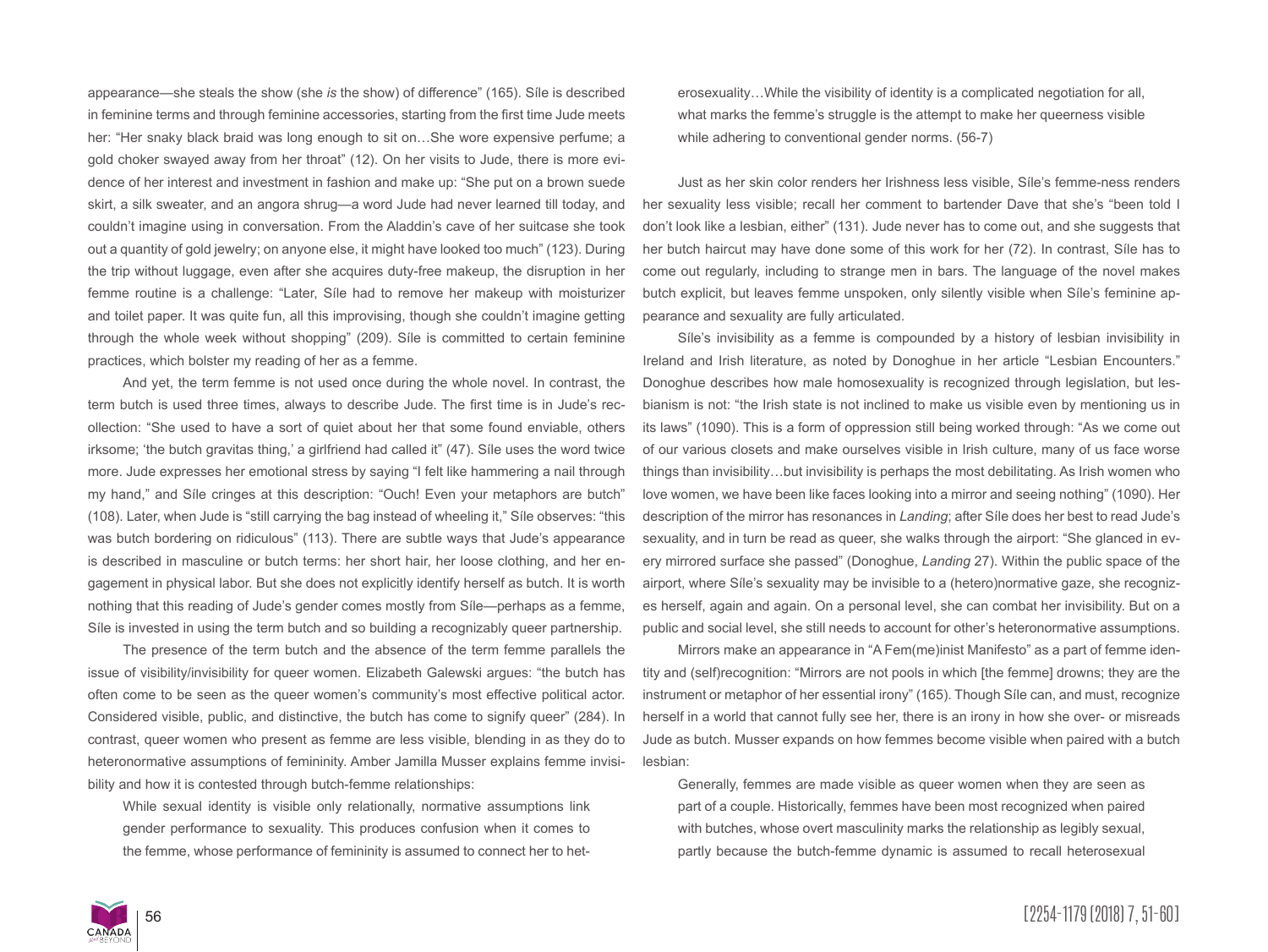appearance—she steals the show (she *is* the show) of difference" (165). Síle is described in feminine terms and through feminine accessories, starting from the first time Jude meets her: "Her snaky black braid was long enough to sit on…She wore expensive perfume; a gold choker swayed away from her throat" (12). On her visits to Jude, there is more evidence of her interest and investment in fashion and make up: "She put on a brown suede skirt, a silk sweater, and an angora shrug—a word Jude had never learned till today, and couldn't imagine using in conversation. From the Aladdin's cave of her suitcase she took out a quantity of gold jewelry; on anyone else, it might have looked too much" (123). During the trip without luggage, even after she acquires duty-free makeup, the disruption in her femme routine is a challenge: "Later, Síle had to remove her makeup with moisturizer and toilet paper. It was quite fun, all this improvising, though she couldn't imagine getting through the whole week without shopping" (209). Síle is committed to certain feminine practices, which bolster my reading of her as a femme.

And yet, the term femme is not used once during the whole novel. In contrast, the term butch is used three times, always to describe Jude. The first time is in Jude's recollection: "She used to have a sort of quiet about her that some found enviable, others irksome; 'the butch gravitas thing,' a girlfriend had called it" (47). Síle uses the word twice more. Jude expresses her emotional stress by saying "I felt like hammering a nail through my hand," and Síle cringes at this description: "Ouch! Even your metaphors are butch" (108). Later, when Jude is "still carrying the bag instead of wheeling it," Síle observes: "this was butch bordering on ridiculous" (113). There are subtle ways that Jude's appearance is described in masculine or butch terms: her short hair, her loose clothing, and her engagement in physical labor. But she does not explicitly identify herself as butch. It is worth nothing that this reading of Jude's gender comes mostly from Síle—perhaps as a femme, Síle is invested in using the term butch and so building a recognizably queer partnership.

The presence of the term butch and the absence of the term femme parallels the issue of visibility/invisibility for queer women. Elizabeth Galewski argues: "the butch has often come to be seen as the queer women's community's most effective political actor. Considered visible, public, and distinctive, the butch has come to signify queer" (284). In contrast, queer women who present as femme are less visible, blending in as they do to heteronormative assumptions of femininity. Amber Jamilla Musser explains femme invisibility and how it is contested through butch-femme relationships:

> While sexual identity is visible only relationally, normative assumptions link gender performance to sexuality. This produces confusion when it comes to the femme, whose performance of femininity is assumed to connect her to heterosexuality…While the visibility of identity is a complicated negotiation for all, what marks the femme's struggle is the attempt to make her queerness visible while adhering to conventional gender norms. (56-7)

Just as her skin color renders her Irishness less visible, Síle's femme-ness renders her sexuality less visible; recall her comment to bartender Dave that she's "been told I don't look like a lesbian, either" (131). Jude never has to come out, and she suggests that her butch haircut may have done some of this work for her (72). In contrast, Síle has to come out regularly, including to strange men in bars. The language of the novel makes butch explicit, but leaves femme unspoken, only silently visible when Síle's feminine appearance and sexuality are fully articulated.

Síle's invisibility as a femme is compounded by a history of lesbian invisibility in Ireland and Irish literature, as noted by Donoghue in her article "Lesbian Encounters." Donoghue describes how male homosexuality is recognized through legislation, but lesbianism is not: "the Irish state is not inclined to make us visible even by mentioning us in its laws" (1090). This is a form of oppression still being worked through: "As we come out of our various closets and make ourselves visible in Irish culture, many of us face worse things than invisibility…but invisibility is perhaps the most debilitating. As Irish women who love women, we have been like faces looking into a mirror and seeing nothing" (1090). Her description of the mirror has resonances in *Landing*; after Síle does her best to read Jude's sexuality, and in turn be read as queer, she walks through the airport: "She glanced in every mirrored surface she passed" (Donoghue, *Landing* 27). Within the public space of the airport, where Síle's sexuality may be invisible to a (hetero)normative gaze, she recognizes herself, again and again. On a personal level, she can combat her invisibility. But on a public and social level, she still needs to account for other's heteronormative assumptions.

Mirrors make an appearance in "A Fem(me)inist Manifesto" as a part of femme identity and (self)recognition: "Mirrors are not pools in which [the femme] drowns; they are the instrument or metaphor of her essential irony" (165). Though Síle can, and must, recognize herself in a world that cannot fully see her, there is an irony in how she over- or misreads Jude as butch. Musser expands on how femmes become visible when paired with a butch lesbian:

> Generally, femmes are made visible as queer women when they are seen as part of a couple. Historically, femmes have been most recognized when paired with butches, whose overt masculinity marks the relationship as legibly sexual, partly because the butch-femme dynamic is assumed to recall heterosexual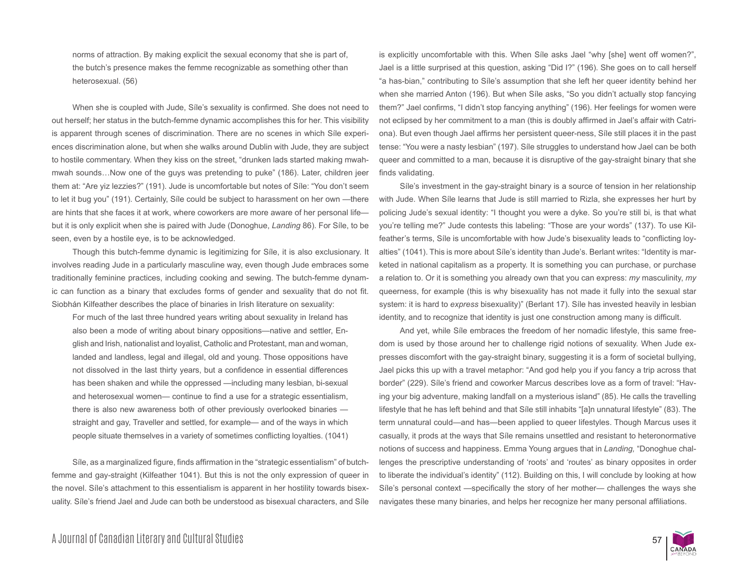norms of attraction. By making explicit the sexual economy that she is part of, the butch's presence makes the femme recognizable as something other than heterosexual. (56)

When she is coupled with Jude, Síle's sexuality is confirmed. She does not need to out herself; her status in the butch-femme dynamic accomplishes this for her. This visibility is apparent through scenes of discrimination. There are no scenes in which Síle experiences discrimination alone, but when she walks around Dublin with Jude, they are subject to hostile commentary. When they kiss on the street, "drunken lads started making mwah-mwah sounds…Now one of the guys was pretending to puke" (186). Later, children jeer them at: "Are yiz lezzies?" (191). Jude is uncomfortable but notes of Síle: "You don't seem to let it bug you" (191). Certainly, Síle could be subject to harassment on her own —there are hints that she faces it at work, where coworkers are more aware of her personal life— but it is only explicit when she is paired with Jude (Donoghue, *Landing* 86). For Síle, to be seen, even by a hostile eye, is to be acknowledged.

Though this butch-femme dynamic is legitimizing for Síle, it is also exclusionary. It involves reading Jude in a particularly masculine way, even though Jude embraces some traditionally feminine practices, including cooking and sewing. The butch-femme dynamic can function as a binary that excludes forms of gender and sexuality that do not fit. Siobhán Kilfeather describes the place of binaries in Irish literature on sexuality:

> For much of the last three hundred years writing about sexuality in Ireland has also been a mode of writing about binary oppositions—native and settler, English and Irish, nationalist and loyalist, Catholic and Protestant, man and woman, landed and landless, legal and illegal, old and young. Those oppositions have not dissolved in the last thirty years, but a confidence in essential differences has been shaken and while the oppressed —including many lesbian, bi-sexual and heterosexual women— continue to find a use for a strategic essentialism, there is also new awareness both of other previously overlooked binaries —straight and gay, Traveller and settled, for example— and of the ways in which people situate themselves in a variety of sometimes conflicting loyalties. (1041)

Síle, as a marginalized figure, finds affirmation in the "strategic essentialism" of butch-femme and gay-straight (Kilfeather 1041). But this is not the only expression of queer in the novel. Síle's attachment to this essentialism is apparent in her hostility towards bisexuality. Síle's friend Jael and Jude can both be understood as bisexual characters, and Síle is explicitly uncomfortable with this. When Síle asks Jael "why [she] went off women?", Jael is a little surprised at this question, asking "Did I?" (196). She goes on to call herself "a has-bian," contributing to Síle's assumption that she left her queer identity behind her when she married Anton (196). But when Síle asks, "So you didn't actually stop fancying them?" Jael confirms, "I didn't stop fancying anything" (196). Her feelings for women were not eclipsed by her commitment to a man (this is doubly affirmed in Jael's affair with Catriona). But even though Jael affirms her persistent queer-ness, Síle still places it in the past tense: "You were a nasty lesbian" (197). Síle struggles to understand how Jael can be both queer and committed to a man, because it is disruptive of the gay-straight binary that she finds validating.

Síle's investment in the gay-straight binary is a source of tension in her relationship with Jude. When Síle learns that Jude is still married to Rizla, she expresses her hurt by policing Jude's sexual identity: "I thought you were a dyke. So you're still bi, is that what you're telling me?" Jude contests this labeling: "Those are your words" (137). To use Kilfeather's terms, Síle is uncomfortable with how Jude's bisexuality leads to "conflicting loyalties" (1041). This is more about Síle's identity than Jude's. Berlant writes: "Identity is marketed in national capitalism as a property. It is something you can purchase, or purchase a relation to. Or it is something you already own that you can express: *my* masculinity, *my* queerness, for example (this is why bisexuality has not made it fully into the sexual star system: it is hard to *express* bisexuality)" (Berlant 17). Síle has invested heavily in lesbian identity, and to recognize that identity is just one construction among many is difficult.

And yet, while Síle embraces the freedom of her nomadic lifestyle, this same freedom is used by those around her to challenge rigid notions of sexuality. When Jude expresses discomfort with the gay-straight binary, suggesting it is a form of societal bullying, Jael picks this up with a travel metaphor: "And god help you if you fancy a trip across that border" (229). Síle's friend and coworker Marcus describes love as a form of travel: "Having your big adventure, making landfall on a mysterious island" (85). He calls the travelling lifestyle that he has left behind and that Síle still inhabits "[a]n unnatural lifestyle" (83). The term unnatural could—and has—been applied to queer lifestyles. Though Marcus uses it casually, it prods at the ways that Síle remains unsettled and resistant to heteronormative notions of success and happiness. Emma Young argues that in *Landing,* "Donoghue challenges the prescriptive understanding of 'roots' and 'routes' as binary opposites in order to liberate the individual's identity" (112). Building on this, I will conclude by looking at how Síle's personal context —specifically the story of her mother— challenges the ways she navigates these many binaries, and helps her recognize her many personal affiliations.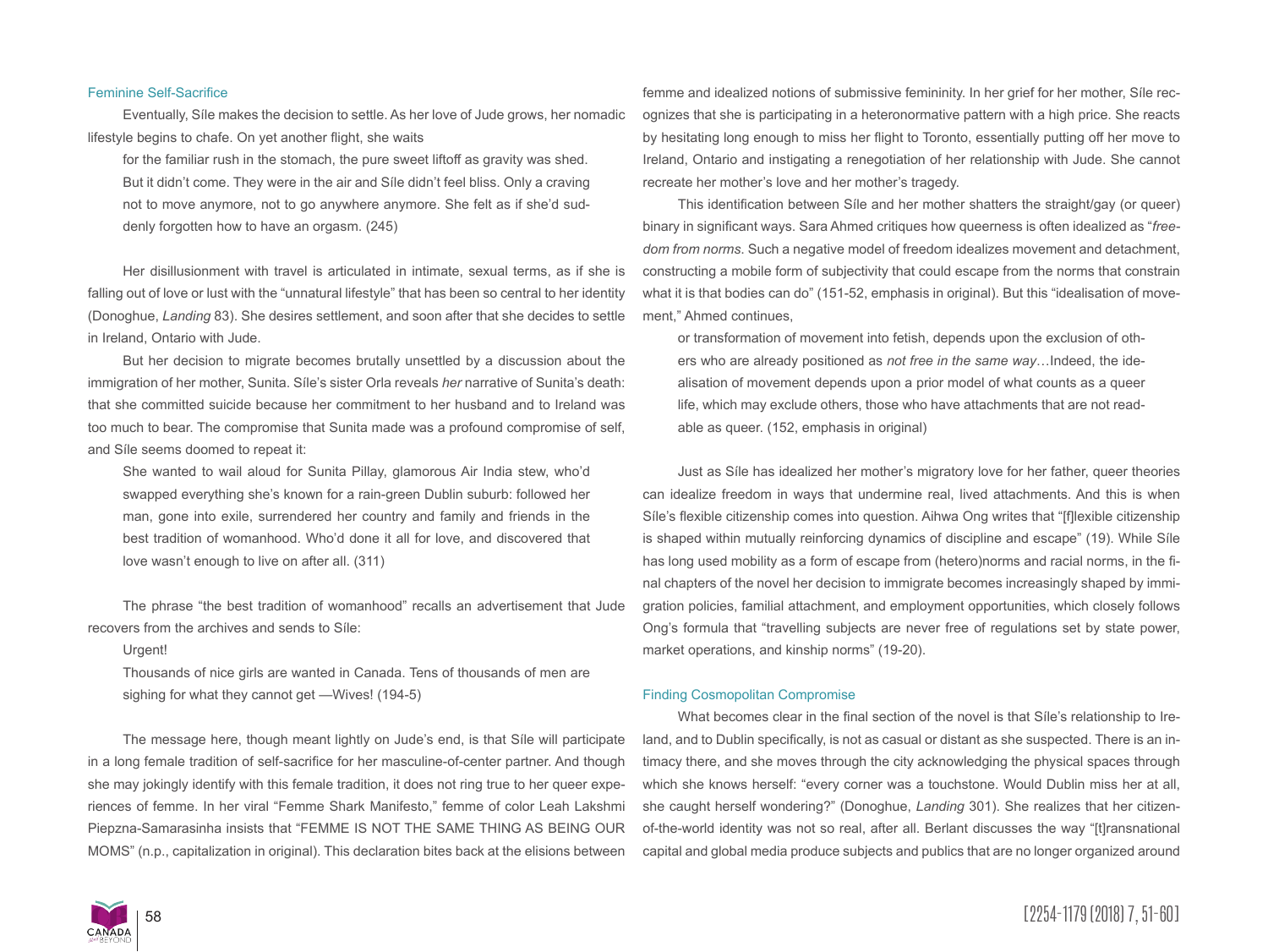### Feminine Self-Sacrifice

Eventually, Síle makes the decision to settle. As her love of Jude grows, her nomadic lifestyle begins to chafe. On yet another flight, she waits

> for the familiar rush in the stomach, the pure sweet liftoff as gravity was shed. But it didn't come. They were in the air and Síle didn't feel bliss. Only a craving not to move anymore, not to go anywhere anymore. She felt as if she'd suddenly forgotten how to have an orgasm. (245)

Her disillusionment with travel is articulated in intimate, sexual terms, as if she is falling out of love or lust with the "unnatural lifestyle" that has been so central to her identity (Donoghue, *Landing* 83). She desires settlement, and soon after that she decides to settle in Ireland, Ontario with Jude.

But her decision to migrate becomes brutally unsettled by a discussion about the immigration of her mother, Sunita. Síle's sister Orla reveals *her* narrative of Sunita's death: that she committed suicide because her commitment to her husband and to Ireland was too much to bear. The compromise that Sunita made was a profound compromise of self, and Síle seems doomed to repeat it:

> She wanted to wail aloud for Sunita Pillay, glamorous Air India stew, who'd swapped everything she's known for a rain-green Dublin suburb: followed her man, gone into exile, surrendered her country and family and friends in the best tradition of womanhood. Who'd done it all for love, and discovered that love wasn't enough to live on after all. (311)

The phrase "the best tradition of womanhood" recalls an advertisement that Jude recovers from the archives and sends to Síle:

> Urgent!
>
> Thousands of nice girls are wanted in Canada. Tens of thousands of men are sighing for what they cannot get —Wives! (194-5)

The message here, though meant lightly on Jude's end, is that Síle will participate in a long female tradition of self-sacrifice for her masculine-of-center partner. And though she may jokingly identify with this female tradition, it does not ring true to her queer experiences of femme. In her viral "Femme Shark Manifesto," femme of color Leah Lakshmi Piepzna-Samarasinha insists that "FEMME IS NOT THE SAME THING AS BEING OUR MOMS" (n.p., capitalization in original). This declaration bites back at the elisions between femme and idealized notions of submissive femininity. In her grief for her mother, Síle recognizes that she is participating in a heteronormative pattern with a high price. She reacts by hesitating long enough to miss her flight to Toronto, essentially putting off her move to Ireland, Ontario and instigating a renegotiation of her relationship with Jude. She cannot recreate her mother's love and her mother's tragedy.

This identification between Síle and her mother shatters the straight/gay (or queer) binary in significant ways. Sara Ahmed critiques how queerness is often idealized as "*freedom from norms*. Such a negative model of freedom idealizes movement and detachment, constructing a mobile form of subjectivity that could escape from the norms that constrain what it is that bodies can do" (151-52, emphasis in original). But this "idealisation of movement," Ahmed continues,

> or transformation of movement into fetish, depends upon the exclusion of others who are already positioned as *not free in the same way*…Indeed, the idealisation of movement depends upon a prior model of what counts as a queer life, which may exclude others, those who have attachments that are not readable as queer. (152, emphasis in original)

Just as Síle has idealized her mother's migratory love for her father, queer theories can idealize freedom in ways that undermine real, lived attachments. And this is when Síle's flexible citizenship comes into question. Aihwa Ong writes that "[f]lexible citizenship is shaped within mutually reinforcing dynamics of discipline and escape" (19). While Síle has long used mobility as a form of escape from (hetero)norms and racial norms, in the final chapters of the novel her decision to immigrate becomes increasingly shaped by immigration policies, familial attachment, and employment opportunities, which closely follows Ong's formula that "travelling subjects are never free of regulations set by state power, market operations, and kinship norms" (19-20).

### Finding Cosmopolitan Compromise

What becomes clear in the final section of the novel is that Síle's relationship to Ireland, and to Dublin specifically, is not as casual or distant as she suspected. There is an intimacy there, and she moves through the city acknowledging the physical spaces through which she knows herself: "every corner was a touchstone. Would Dublin miss her at all, she caught herself wondering?" (Donoghue, *Landing* 301). She realizes that her citizen-of-the-world identity was not so real, after all. Berlant discusses the way "[t]ransnational capital and global media produce subjects and publics that are no longer organized around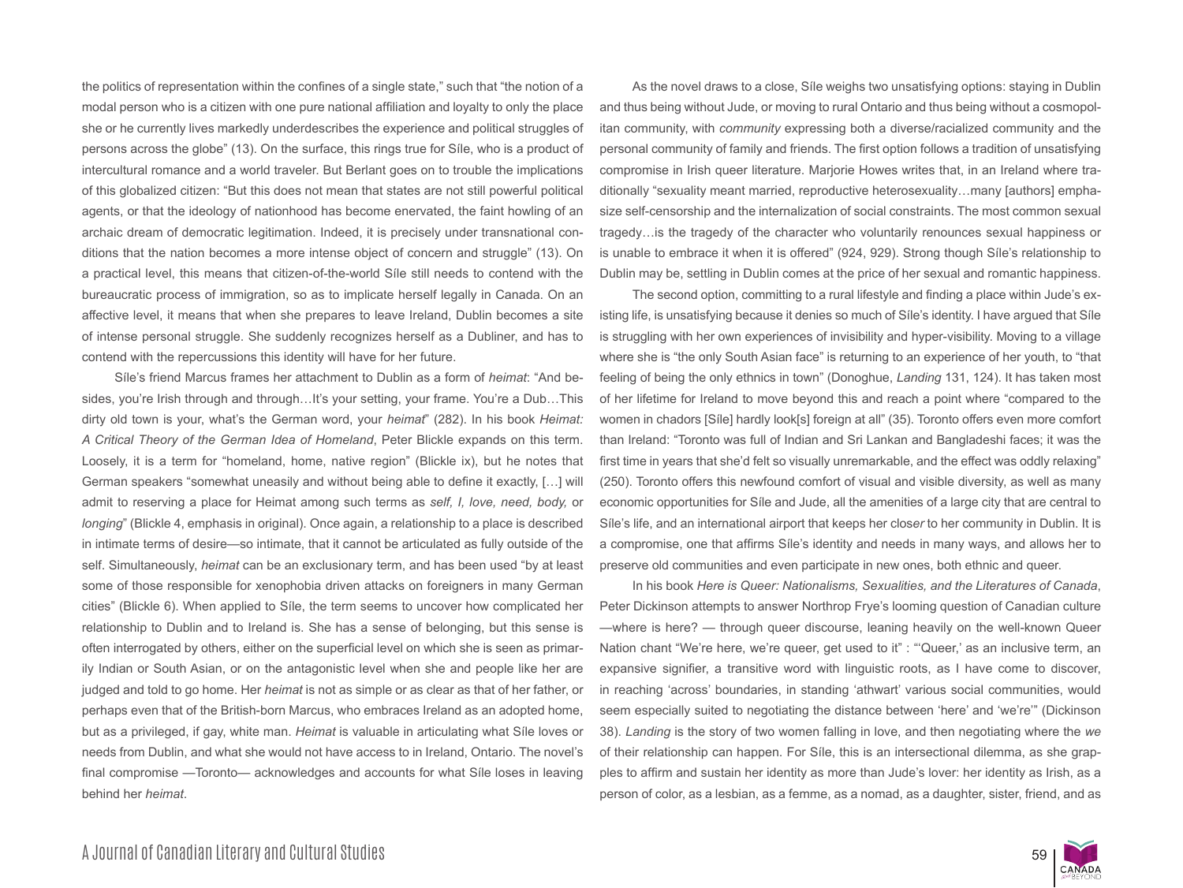the politics of representation within the confines of a single state," such that "the notion of a modal person who is a citizen with one pure national affiliation and loyalty to only the place she or he currently lives markedly underdescribes the experience and political struggles of persons across the globe" (13). On the surface, this rings true for Síle, who is a product of intercultural romance and a world traveler. But Berlant goes on to trouble the implications of this globalized citizen: "But this does not mean that states are not still powerful political agents, or that the ideology of nationhood has become enervated, the faint howling of an archaic dream of democratic legitimation. Indeed, it is precisely under transnational conditions that the nation becomes a more intense object of concern and struggle" (13). On a practical level, this means that citizen-of-the-world Síle still needs to contend with the bureaucratic process of immigration, so as to implicate herself legally in Canada. On an affective level, it means that when she prepares to leave Ireland, Dublin becomes a site of intense personal struggle. She suddenly recognizes herself as a Dubliner, and has to contend with the repercussions this identity will have for her future.

Síle's friend Marcus frames her attachment to Dublin as a form of *heimat*: "And besides, you're Irish through and through…It's your setting, your frame. You're a Dub…This dirty old town is your, what's the German word, your *heimat*" (282). In his book *Heimat: A Critical Theory of the German Idea of Homeland*, Peter Blickle expands on this term. Loosely, it is a term for "homeland, home, native region" (Blickle ix), but he notes that German speakers "somewhat uneasily and without being able to define it exactly, […] will admit to reserving a place for Heimat among such terms as *self, I, love, need, body,* or *longing*" (Blickle 4, emphasis in original). Once again, a relationship to a place is described in intimate terms of desire—so intimate, that it cannot be articulated as fully outside of the self. Simultaneously, *heimat* can be an exclusionary term, and has been used "by at least some of those responsible for xenophobia driven attacks on foreigners in many German cities" (Blickle 6). When applied to Síle, the term seems to uncover how complicated her relationship to Dublin and to Ireland is. She has a sense of belonging, but this sense is often interrogated by others, either on the superficial level on which she is seen as primarily Indian or South Asian, or on the antagonistic level when she and people like her are judged and told to go home. Her *heimat* is not as simple or as clear as that of her father, or perhaps even that of the British-born Marcus, who embraces Ireland as an adopted home, but as a privileged, if gay, white man. *Heimat* is valuable in articulating what Síle loves or needs from Dublin, and what she would not have access to in Ireland, Ontario. The novel's final compromise —Toronto— acknowledges and accounts for what Síle loses in leaving behind her *heimat*.

As the novel draws to a close, Síle weighs two unsatisfying options: staying in Dublin and thus being without Jude, or moving to rural Ontario and thus being without a cosmopolitan community, with *community* expressing both a diverse/racialized community and the personal community of family and friends. The first option follows a tradition of unsatisfying compromise in Irish queer literature. Marjorie Howes writes that, in an Ireland where traditionally "sexuality meant married, reproductive heterosexuality…many [authors] emphasize self-censorship and the internalization of social constraints. The most common sexual tragedy…is the tragedy of the character who voluntarily renounces sexual happiness or is unable to embrace it when it is offered" (924, 929). Strong though Síle's relationship to Dublin may be, settling in Dublin comes at the price of her sexual and romantic happiness.

The second option, committing to a rural lifestyle and finding a place within Jude's existing life, is unsatisfying because it denies so much of Síle's identity. I have argued that Síle is struggling with her own experiences of invisibility and hyper-visibility. Moving to a village where she is "the only South Asian face" is returning to an experience of her youth, to "that feeling of being the only ethnics in town" (Donoghue, *Landing* 131, 124). It has taken most of her lifetime for Ireland to move beyond this and reach a point where "compared to the women in chadors [Síle] hardly look[s] foreign at all" (35). Toronto offers even more comfort than Ireland: "Toronto was full of Indian and Sri Lankan and Bangladeshi faces; it was the first time in years that she'd felt so visually unremarkable, and the effect was oddly relaxing" (250). Toronto offers this newfound comfort of visual and visible diversity, as well as many economic opportunities for Síle and Jude, all the amenities of a large city that are central to Síle's life, and an international airport that keeps her clos*er* to her community in Dublin. It is a compromise, one that affirms Síle's identity and needs in many ways, and allows her to preserve old communities and even participate in new ones, both ethnic and queer.

In his book *Here is Queer: Nationalisms, Sexualities, and the Literatures of Canada*, Peter Dickinson attempts to answer Northrop Frye's looming question of Canadian culture —where is here? — through queer discourse, leaning heavily on the well-known Queer Nation chant "We're here, we're queer, get used to it" : "'Queer,' as an inclusive term, an expansive signifier, a transitive word with linguistic roots, as I have come to discover, in reaching 'across' boundaries, in standing 'athwart' various social communities, would seem especially suited to negotiating the distance between 'here' and 'we're'" (Dickinson 38). *Landing* is the story of two women falling in love, and then negotiating where the *we* of their relationship can happen. For Síle, this is an intersectional dilemma, as she grapples to affirm and sustain her identity as more than Jude's lover: her identity as Irish, as a person of color, as a lesbian, as a femme, as a nomad, as a daughter, sister, friend, and as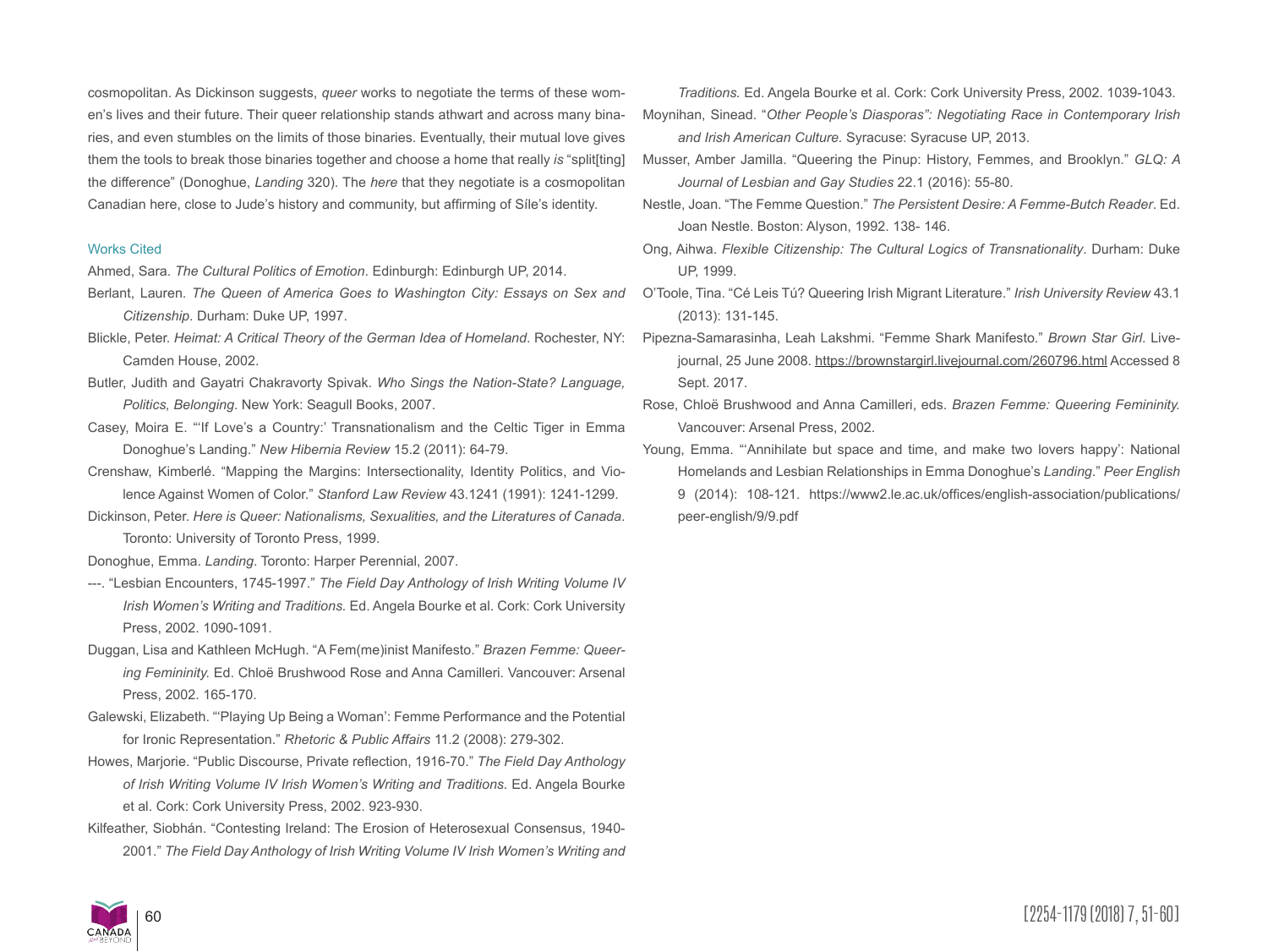cosmopolitan. As Dickinson suggests, *queer* works to negotiate the terms of these women's lives and their future. Their queer relationship stands athwart and across many binaries, and even stumbles on the limits of those binaries. Eventually, their mutual love gives them the tools to break those binaries together and choose a home that really *is* "split[ting] the difference" (Donoghue, *Landing* 320). The *here* that they negotiate is a cosmopolitan Canadian here, close to Jude's history and community, but affirming of Síle's identity.

## Works Cited

Ahmed, Sara. *The Cultural Politics of Emotion*. Edinburgh: Edinburgh UP, 2014.

Berlant, Lauren. *The Queen of America Goes to Washington City: Essays on Sex and Citizenship*. Durham: Duke UP, 1997.

Blickle, Peter. *Heimat: A Critical Theory of the German Idea of Homeland*. Rochester, NY: Camden House, 2002.

Butler, Judith and Gayatri Chakravorty Spivak. *Who Sings the Nation-State? Language, Politics, Belonging*. New York: Seagull Books, 2007.

Casey, Moira E. "'If Love's a Country:' Transnationalism and the Celtic Tiger in Emma Donoghue's Landing." *New Hibernia Review* 15.2 (2011): 64-79.

Crenshaw, Kimberlé. "Mapping the Margins: Intersectionality, Identity Politics, and Violence Against Women of Color." *Stanford Law Review* 43.1241 (1991): 1241-1299.

Dickinson, Peter. *Here is Queer: Nationalisms, Sexualities, and the Literatures of Canada*. Toronto: University of Toronto Press, 1999.

Donoghue, Emma. *Landing*. Toronto: Harper Perennial, 2007.

---. "Lesbian Encounters, 1745-1997." *The Field Day Anthology of Irish Writing Volume IV Irish Women's Writing and Traditions.* Ed. Angela Bourke et al. Cork: Cork University Press, 2002. 1090-1091.

Duggan, Lisa and Kathleen McHugh. "A Fem(me)inist Manifesto." *Brazen Femme: Queering Femininity.* Ed. Chloë Brushwood Rose and Anna Camilleri. Vancouver: Arsenal Press, 2002. 165-170.

Galewski, Elizabeth. "'Playing Up Being a Woman': Femme Performance and the Potential for Ironic Representation." *Rhetoric & Public Affairs* 11.2 (2008): 279-302.

Howes, Marjorie. "Public Discourse, Private reflection, 1916-70." *The Field Day Anthology of Irish Writing Volume IV Irish Women's Writing and Traditions.* Ed. Angela Bourke et al. Cork: Cork University Press, 2002. 923-930.

Kilfeather, Siobhán. "Contesting Ireland: The Erosion of Heterosexual Consensus, 1940-2001." *The Field Day Anthology of Irish Writing Volume IV Irish Women's Writing and Traditions.* Ed. Angela Bourke et al. Cork: Cork University Press, 2002. 1039-1043.

Moynihan, Sinead. "*Other People's Diasporas": Negotiating Race in Contemporary Irish and Irish American Culture.* Syracuse: Syracuse UP, 2013.

Musser, Amber Jamilla. "Queering the Pinup: History, Femmes, and Brooklyn." *GLQ: A Journal of Lesbian and Gay Studies* 22.1 (2016): 55-80.

Nestle, Joan. "The Femme Question." *The Persistent Desire: A Femme-Butch Reader*. Ed. Joan Nestle. Boston: Alyson, 1992. 138- 146.

Ong, Aihwa. *Flexible Citizenship: The Cultural Logics of Transnationality*. Durham: Duke UP, 1999.

O'Toole, Tina. "Cé Leis Tú? Queering Irish Migrant Literature." *Irish University Review* 43.1 (2013): 131-145.

Pipezna-Samarasinha, Leah Lakshmi. "Femme Shark Manifesto." *Brown Star Girl*. Livejournal, 25 June 2008. https://brownstargirl.livejournal.com/260796.html Accessed 8 Sept. 2017.

Rose, Chloë Brushwood and Anna Camilleri, eds. *Brazen Femme: Queering Femininity.* Vancouver: Arsenal Press, 2002.

Young, Emma. "'Annihilate but space and time, and make two lovers happy': National Homelands and Lesbian Relationships in Emma Donoghue's *Landing*." *Peer English* 9 (2014): 108-121. https://www2.le.ac.uk/offices/english-association/publications/peer-english/9/9.pdf